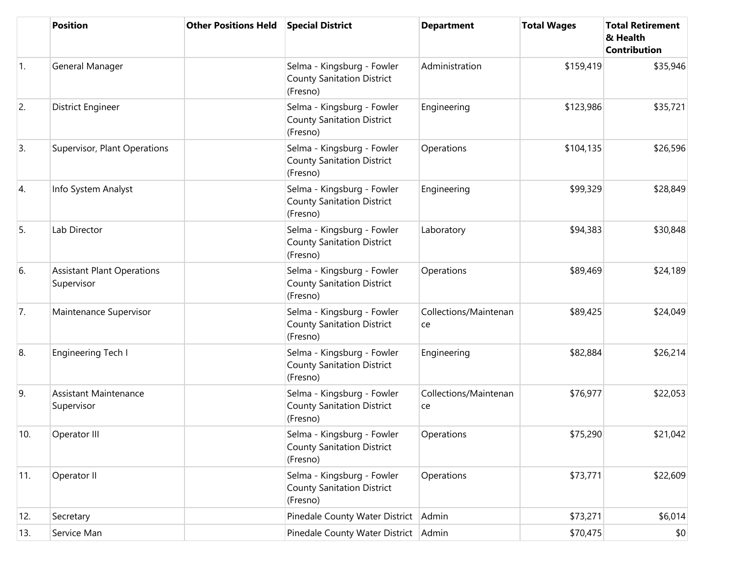| | Position | Other Positions Held | Special District | Department | Total Wages | Total Retirement & Health Contribution |
|---|---|---|---|---|---|---|
| 1. | General Manager | | Selma - Kingsburg - Fowler County Sanitation District (Fresno) | Administration | $159,419 | $35,946 |
| 2. | District Engineer | | Selma - Kingsburg - Fowler County Sanitation District (Fresno) | Engineering | $123,986 | $35,721 |
| 3. | Supervisor, Plant Operations | | Selma - Kingsburg - Fowler County Sanitation District (Fresno) | Operations | $104,135 | $26,596 |
| 4. | Info System Analyst | | Selma - Kingsburg - Fowler County Sanitation District (Fresno) | Engineering | $99,329 | $28,849 |
| 5. | Lab Director | | Selma - Kingsburg - Fowler County Sanitation District (Fresno) | Laboratory | $94,383 | $30,848 |
| 6. | Assistant Plant Operations Supervisor | | Selma - Kingsburg - Fowler County Sanitation District (Fresno) | Operations | $89,469 | $24,189 |
| 7. | Maintenance Supervisor | | Selma - Kingsburg - Fowler County Sanitation District (Fresno) | Collections/Maintenance | $89,425 | $24,049 |
| 8. | Engineering Tech I | | Selma - Kingsburg - Fowler County Sanitation District (Fresno) | Engineering | $82,884 | $26,214 |
| 9. | Assistant Maintenance Supervisor | | Selma - Kingsburg - Fowler County Sanitation District (Fresno) | Collections/Maintenance | $76,977 | $22,053 |
| 10. | Operator III | | Selma - Kingsburg - Fowler County Sanitation District (Fresno) | Operations | $75,290 | $21,042 |
| 11. | Operator II | | Selma - Kingsburg - Fowler County Sanitation District (Fresno) | Operations | $73,771 | $22,609 |
| 12. | Secretary | | Pinedale County Water District | Admin | $73,271 | $6,014 |
| 13. | Service Man | | Pinedale County Water District | Admin | $70,475 | $0 |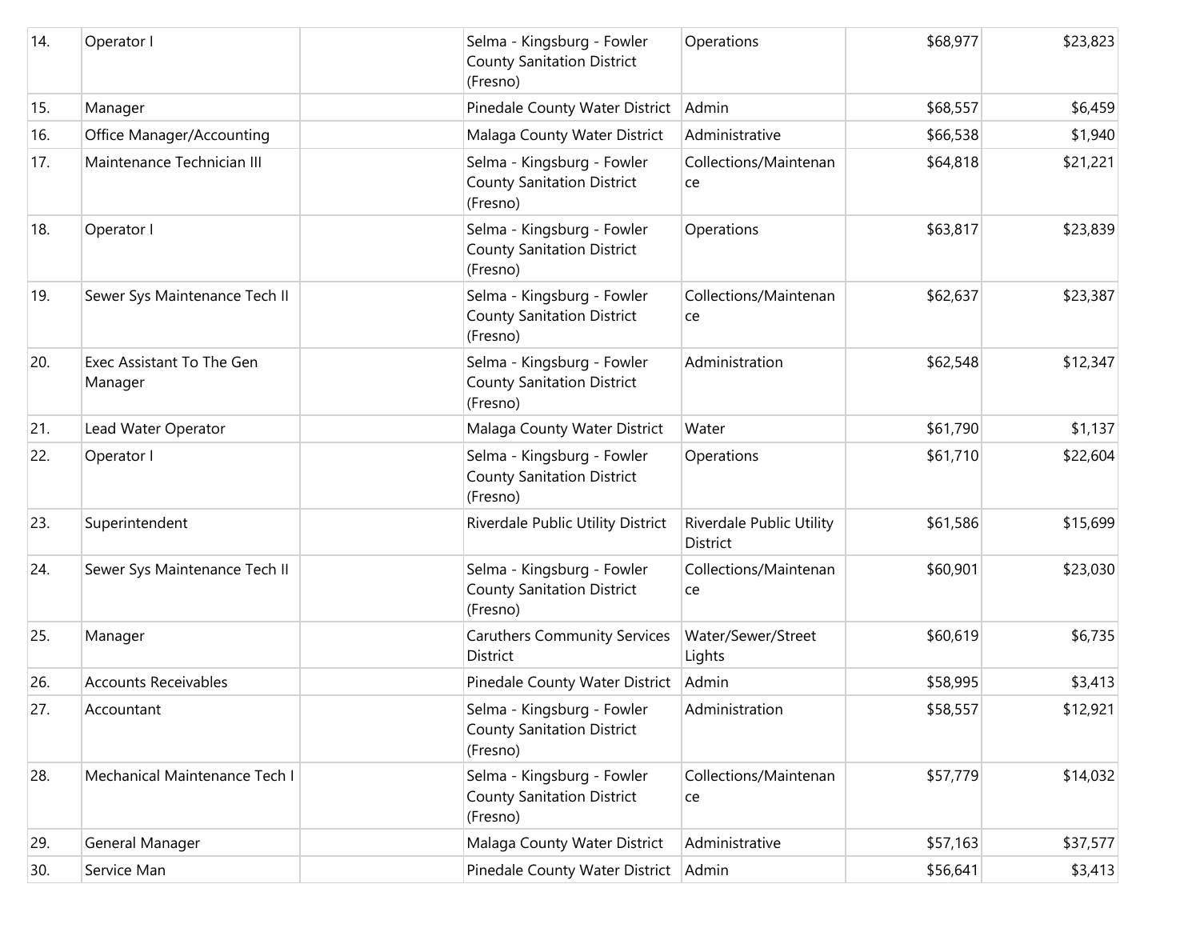| | | | | | | |
|---|---|---|---|---|---|---|
| 14. | Operator I | | Selma - Kingsburg - Fowler County Sanitation District (Fresno) | Operations | $68,977 | $23,823 |
| 15. | Manager | | Pinedale County Water District | Admin | $68,557 | $6,459 |
| 16. | Office Manager/Accounting | | Malaga County Water District | Administrative | $66,538 | $1,940 |
| 17. | Maintenance Technician III | | Selma - Kingsburg - Fowler County Sanitation District (Fresno) | Collections/Maintenance | $64,818 | $21,221 |
| 18. | Operator I | | Selma - Kingsburg - Fowler County Sanitation District (Fresno) | Operations | $63,817 | $23,839 |
| 19. | Sewer Sys Maintenance Tech II | | Selma - Kingsburg - Fowler County Sanitation District (Fresno) | Collections/Maintenance | $62,637 | $23,387 |
| 20. | Exec Assistant To The Gen Manager | | Selma - Kingsburg - Fowler County Sanitation District (Fresno) | Administration | $62,548 | $12,347 |
| 21. | Lead Water Operator | | Malaga County Water District | Water | $61,790 | $1,137 |
| 22. | Operator I | | Selma - Kingsburg - Fowler County Sanitation District (Fresno) | Operations | $61,710 | $22,604 |
| 23. | Superintendent | | Riverdale Public Utility District | Riverdale Public Utility District | $61,586 | $15,699 |
| 24. | Sewer Sys Maintenance Tech II | | Selma - Kingsburg - Fowler County Sanitation District (Fresno) | Collections/Maintenance | $60,901 | $23,030 |
| 25. | Manager | | Caruthers Community Services District | Water/Sewer/Street Lights | $60,619 | $6,735 |
| 26. | Accounts Receivables | | Pinedale County Water District | Admin | $58,995 | $3,413 |
| 27. | Accountant | | Selma - Kingsburg - Fowler County Sanitation District (Fresno) | Administration | $58,557 | $12,921 |
| 28. | Mechanical Maintenance Tech I | | Selma - Kingsburg - Fowler County Sanitation District (Fresno) | Collections/Maintenance | $57,779 | $14,032 |
| 29. | General Manager | | Malaga County Water District | Administrative | $57,163 | $37,577 |
| 30. | Service Man | | Pinedale County Water District | Admin | $56,641 | $3,413 |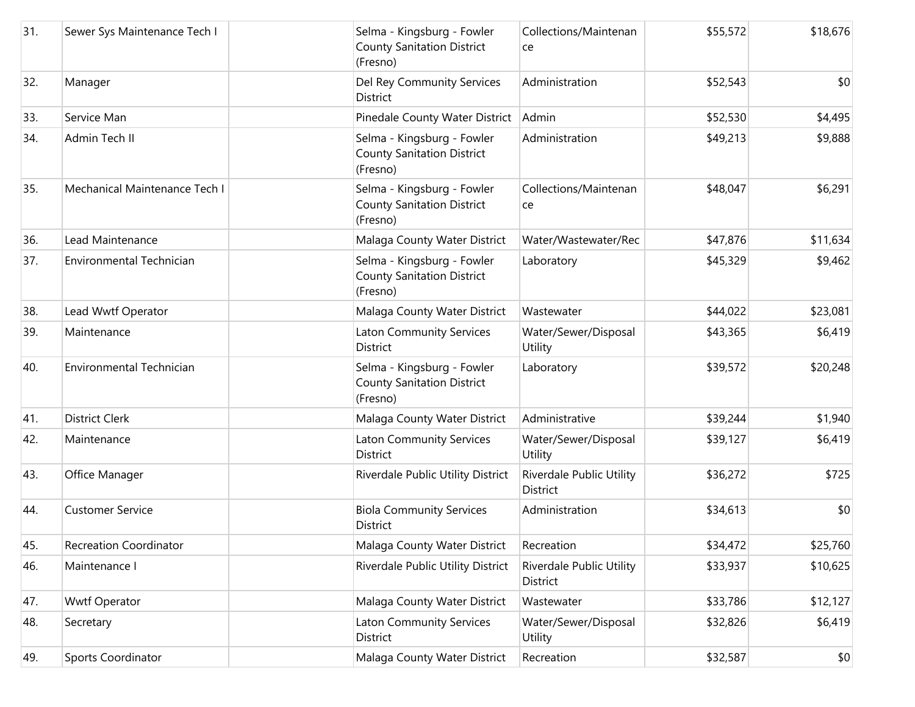| | | | | | | |
|---|---|---|---|---|---|---|
| 31. | Sewer Sys Maintenance Tech I | | Selma - Kingsburg - Fowler County Sanitation District (Fresno) | Collections/Maintenance | $55,572 | $18,676 |
| 32. | Manager | | Del Rey Community Services District | Administration | $52,543 | $0 |
| 33. | Service Man | | Pinedale County Water District | Admin | $52,530 | $4,495 |
| 34. | Admin Tech II | | Selma - Kingsburg - Fowler County Sanitation District (Fresno) | Administration | $49,213 | $9,888 |
| 35. | Mechanical Maintenance Tech I | | Selma - Kingsburg - Fowler County Sanitation District (Fresno) | Collections/Maintenance | $48,047 | $6,291 |
| 36. | Lead Maintenance | | Malaga County Water District | Water/Wastewater/Rec | $47,876 | $11,634 |
| 37. | Environmental Technician | | Selma - Kingsburg - Fowler County Sanitation District (Fresno) | Laboratory | $45,329 | $9,462 |
| 38. | Lead Wwtf Operator | | Malaga County Water District | Wastewater | $44,022 | $23,081 |
| 39. | Maintenance | | Laton Community Services District | Water/Sewer/Disposal Utility | $43,365 | $6,419 |
| 40. | Environmental Technician | | Selma - Kingsburg - Fowler County Sanitation District (Fresno) | Laboratory | $39,572 | $20,248 |
| 41. | District Clerk | | Malaga County Water District | Administrative | $39,244 | $1,940 |
| 42. | Maintenance | | Laton Community Services District | Water/Sewer/Disposal Utility | $39,127 | $6,419 |
| 43. | Office Manager | | Riverdale Public Utility District | Riverdale Public Utility District | $36,272 | $725 |
| 44. | Customer Service | | Biola Community Services District | Administration | $34,613 | $0 |
| 45. | Recreation Coordinator | | Malaga County Water District | Recreation | $34,472 | $25,760 |
| 46. | Maintenance I | | Riverdale Public Utility District | Riverdale Public Utility District | $33,937 | $10,625 |
| 47. | Wwtf Operator | | Malaga County Water District | Wastewater | $33,786 | $12,127 |
| 48. | Secretary | | Laton Community Services District | Water/Sewer/Disposal Utility | $32,826 | $6,419 |
| 49. | Sports Coordinator | | Malaga County Water District | Recreation | $32,587 | $0 |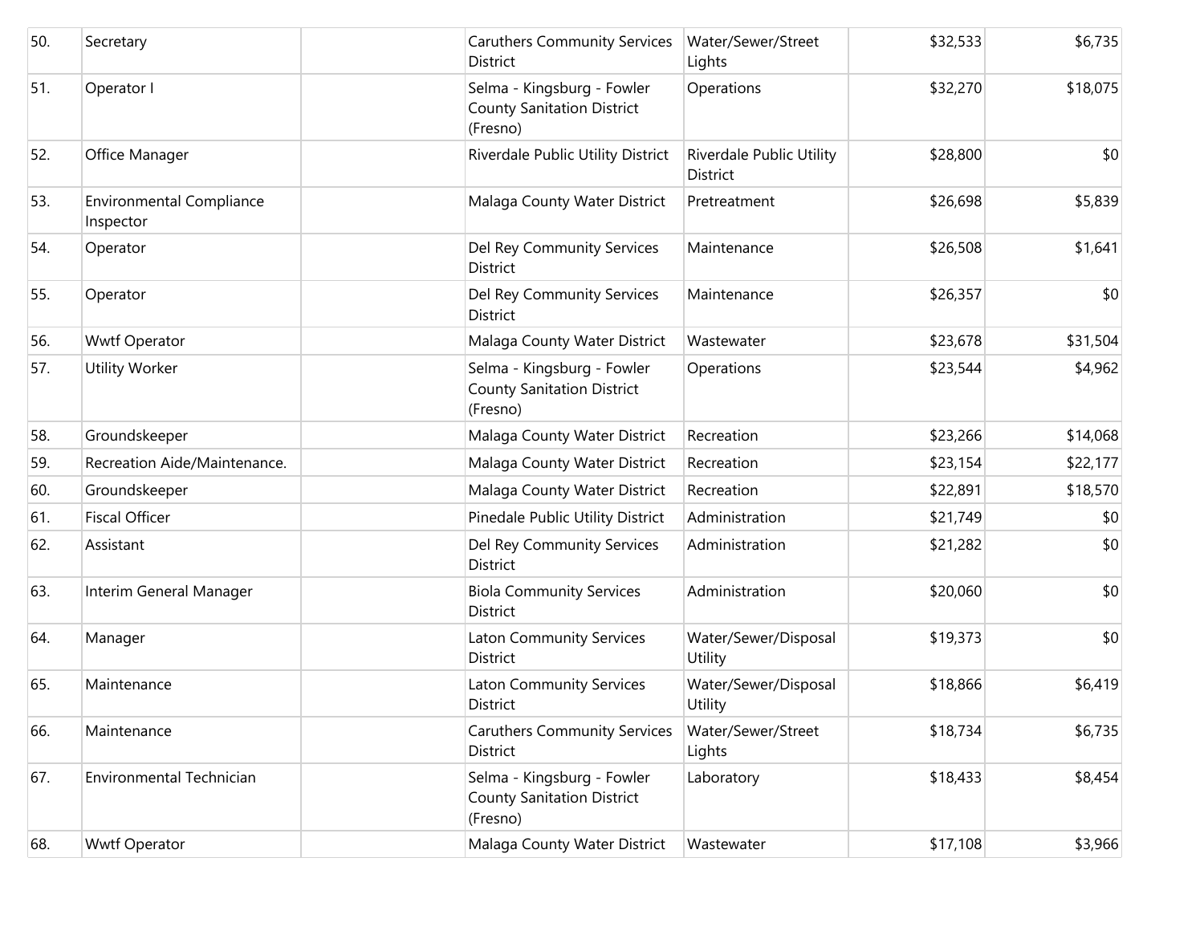| | | | | | | |
|---|---|---|---|---|---|---|
| 50. | Secretary | | Caruthers Community Services District | Water/Sewer/Street Lights | $32,533 | $6,735 |
| 51. | Operator I | | Selma - Kingsburg - Fowler County Sanitation District (Fresno) | Operations | $32,270 | $18,075 |
| 52. | Office Manager | | Riverdale Public Utility District | Riverdale Public Utility District | $28,800 | $0 |
| 53. | Environmental Compliance Inspector | | Malaga County Water District | Pretreatment | $26,698 | $5,839 |
| 54. | Operator | | Del Rey Community Services District | Maintenance | $26,508 | $1,641 |
| 55. | Operator | | Del Rey Community Services District | Maintenance | $26,357 | $0 |
| 56. | Wwtf Operator | | Malaga County Water District | Wastewater | $23,678 | $31,504 |
| 57. | Utility Worker | | Selma - Kingsburg - Fowler County Sanitation District (Fresno) | Operations | $23,544 | $4,962 |
| 58. | Groundskeeper | | Malaga County Water District | Recreation | $23,266 | $14,068 |
| 59. | Recreation Aide/Maintenance. | | Malaga County Water District | Recreation | $23,154 | $22,177 |
| 60. | Groundskeeper | | Malaga County Water District | Recreation | $22,891 | $18,570 |
| 61. | Fiscal Officer | | Pinedale Public Utility District | Administration | $21,749 | $0 |
| 62. | Assistant | | Del Rey Community Services District | Administration | $21,282 | $0 |
| 63. | Interim General Manager | | Biola Community Services District | Administration | $20,060 | $0 |
| 64. | Manager | | Laton Community Services District | Water/Sewer/Disposal Utility | $19,373 | $0 |
| 65. | Maintenance | | Laton Community Services District | Water/Sewer/Disposal Utility | $18,866 | $6,419 |
| 66. | Maintenance | | Caruthers Community Services District | Water/Sewer/Street Lights | $18,734 | $6,735 |
| 67. | Environmental Technician | | Selma - Kingsburg - Fowler County Sanitation District (Fresno) | Laboratory | $18,433 | $8,454 |
| 68. | Wwtf Operator | | Malaga County Water District | Wastewater | $17,108 | $3,966 |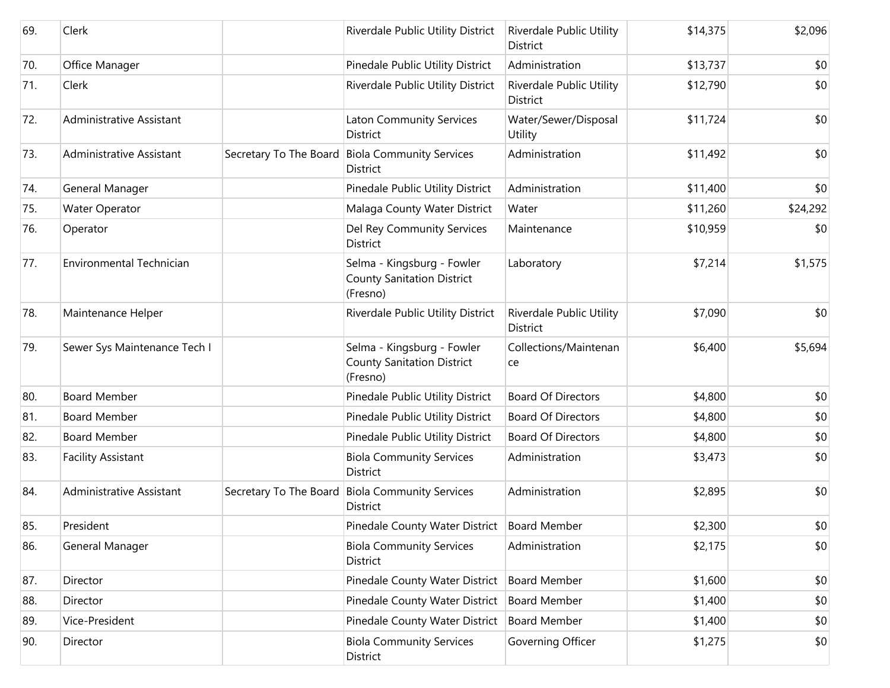| 69. | Clerk | | Riverdale Public Utility District | Riverdale Public Utility District | $14,375 | $2,096 |
|---|---|---|---|---|---|---|
| 70. | Office Manager | | Pinedale Public Utility District | Administration | $13,737 | $0 |
| 71. | Clerk | | Riverdale Public Utility District | Riverdale Public Utility District | $12,790 | $0 |
| 72. | Administrative Assistant | | Laton Community Services District | Water/Sewer/Disposal Utility | $11,724 | $0 |
| 73. | Administrative Assistant | Secretary To The Board | Biola Community Services District | Administration | $11,492 | $0 |
| 74. | General Manager | | Pinedale Public Utility District | Administration | $11,400 | $0 |
| 75. | Water Operator | | Malaga County Water District | Water | $11,260 | $24,292 |
| 76. | Operator | | Del Rey Community Services District | Maintenance | $10,959 | $0 |
| 77. | Environmental Technician | | Selma - Kingsburg - Fowler County Sanitation District (Fresno) | Laboratory | $7,214 | $1,575 |
| 78. | Maintenance Helper | | Riverdale Public Utility District | Riverdale Public Utility District | $7,090 | $0 |
| 79. | Sewer Sys Maintenance Tech I | | Selma - Kingsburg - Fowler County Sanitation District (Fresno) | Collections/Maintenance | $6,400 | $5,694 |
| 80. | Board Member | | Pinedale Public Utility District | Board Of Directors | $4,800 | $0 |
| 81. | Board Member | | Pinedale Public Utility District | Board Of Directors | $4,800 | $0 |
| 82. | Board Member | | Pinedale Public Utility District | Board Of Directors | $4,800 | $0 |
| 83. | Facility Assistant | | Biola Community Services District | Administration | $3,473 | $0 |
| 84. | Administrative Assistant | Secretary To The Board | Biola Community Services District | Administration | $2,895 | $0 |
| 85. | President | | Pinedale County Water District | Board Member | $2,300 | $0 |
| 86. | General Manager | | Biola Community Services District | Administration | $2,175 | $0 |
| 87. | Director | | Pinedale County Water District | Board Member | $1,600 | $0 |
| 88. | Director | | Pinedale County Water District | Board Member | $1,400 | $0 |
| 89. | Vice-President | | Pinedale County Water District | Board Member | $1,400 | $0 |
| 90. | Director | | Biola Community Services District | Governing Officer | $1,275 | $0 |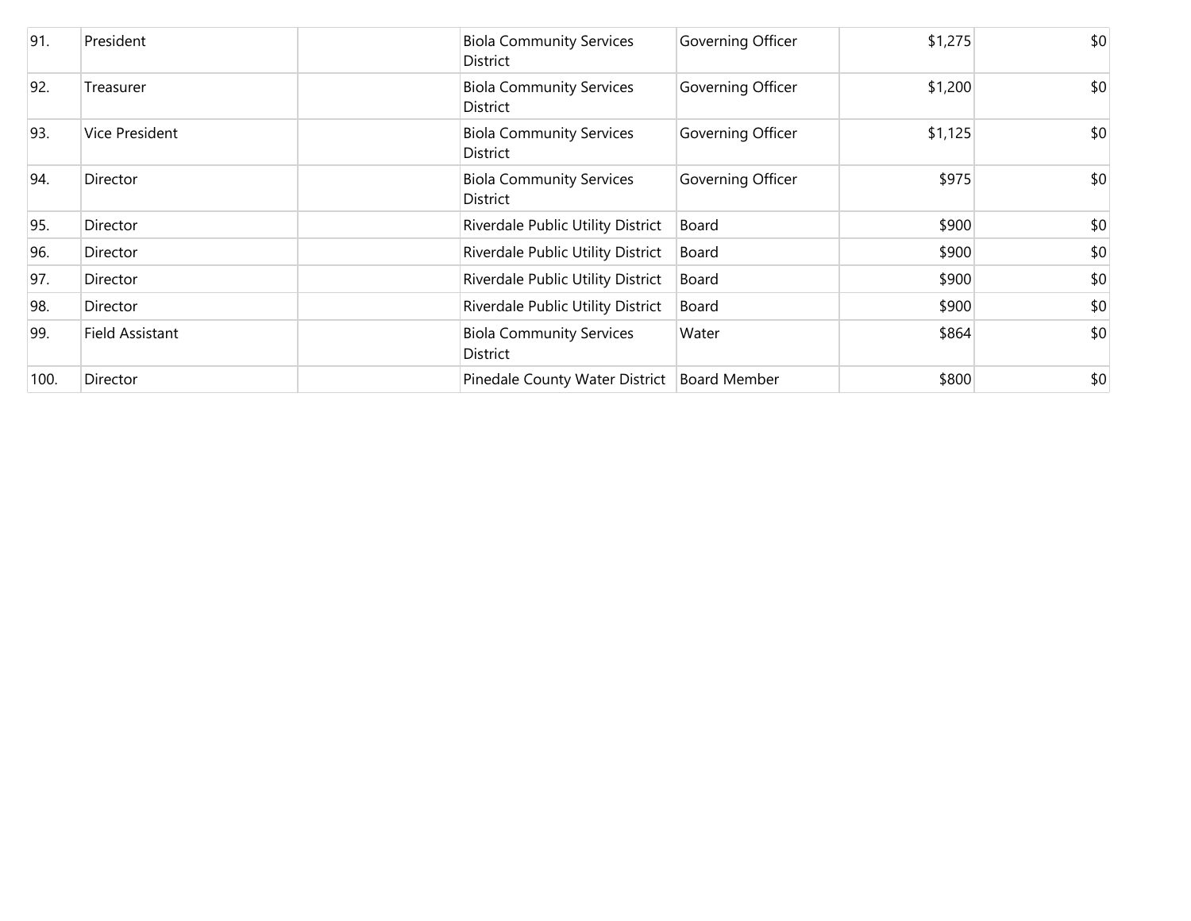| | | | | | | |
|---|---|---|---|---|---|---|
| 91. | President | | Biola Community Services District | Governing Officer | $1,275 | $0 |
| 92. | Treasurer | | Biola Community Services District | Governing Officer | $1,200 | $0 |
| 93. | Vice President | | Biola Community Services District | Governing Officer | $1,125 | $0 |
| 94. | Director | | Biola Community Services District | Governing Officer | $975 | $0 |
| 95. | Director | | Riverdale Public Utility District | Board | $900 | $0 |
| 96. | Director | | Riverdale Public Utility District | Board | $900 | $0 |
| 97. | Director | | Riverdale Public Utility District | Board | $900 | $0 |
| 98. | Director | | Riverdale Public Utility District | Board | $900 | $0 |
| 99. | Field Assistant | | Biola Community Services District | Water | $864 | $0 |
| 100. | Director | | Pinedale County Water District | Board Member | $800 | $0 |